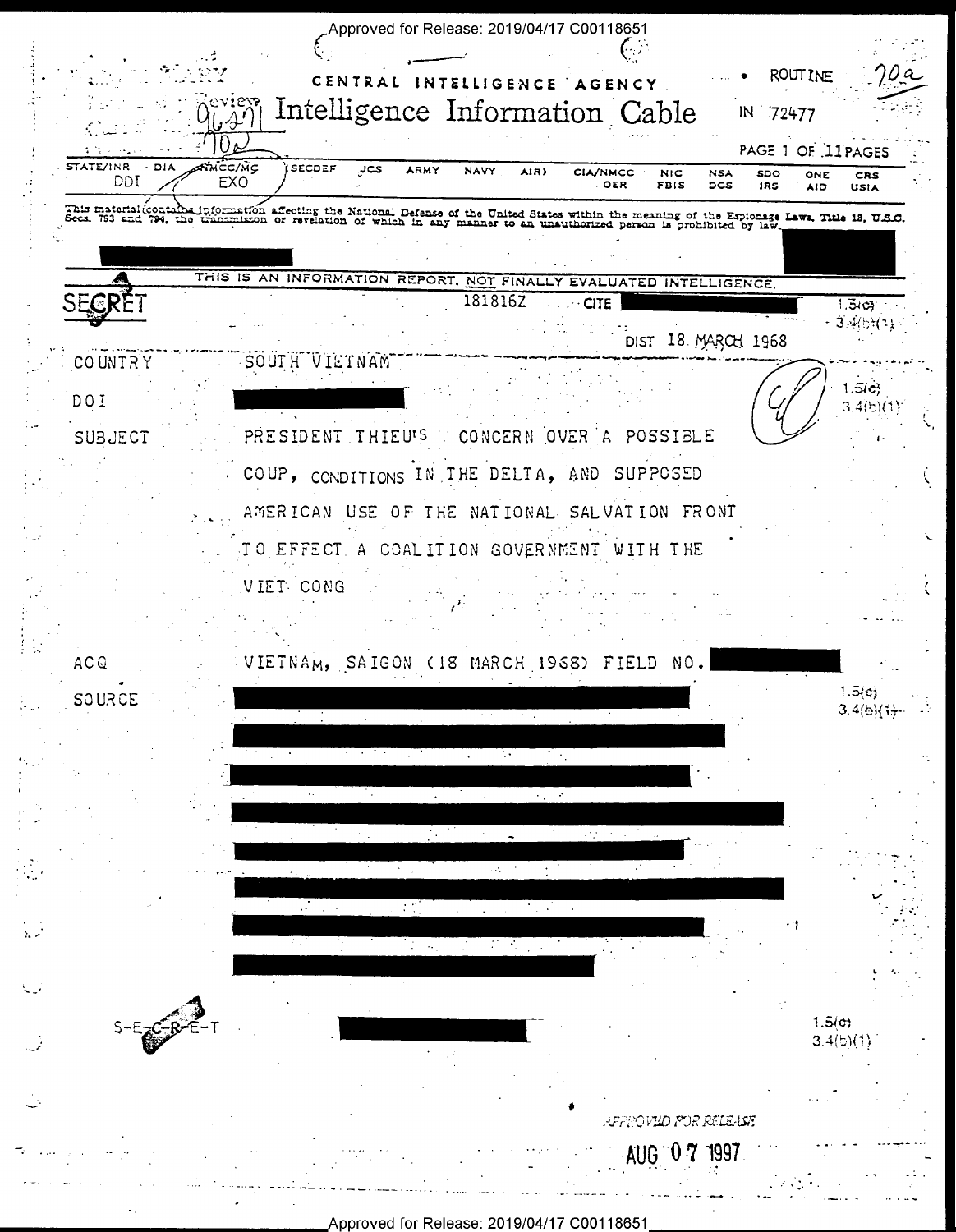CENTRAL INTELLIGENCE AGENCY

# Intelligence Information Cable

ROUTINE

IN 72477

| STATE/INR | DIA | NMCC/MC | SECDEF | JCS | ARMY | NAVY | AIR | CIA/NMCC | NIC | NSA | SDO | ONE | CRS |
|---|---|---|---|---|---|---|---|---|---|---|---|---|---|
| DDI | | EXO | | | | | | OER | FBIS | DCS | IRS | AID | USIA |

This material contains information affecting the National Defense of the United States within the meaning of the Espionage Laws, Title 18, U.S.C. Secs. 793 and 794, the transmission or revelation of which in any manner to an unauthorized person is prohibited by law.

THIS IS AN INFORMATION REPORT, NOT FINALLY EVALUATED INTELLIGENCE.

SECRET 181816Z CITE

DIST 18 MARCH 1968

COUNTRY SOUTH VIETNAM

DOI

SUBJECT PRESIDENT THIEU'S CONCERN OVER A POSSIBLE COUP, CONDITIONS IN THE DELTA, AND SUPPOSED AMERICAN USE OF THE NATIONAL SALVATION FRONT TO EFFECT A COALITION GOVERNMENT WITH THE VIET CONG

ACQ VIETNAM, SAIGON (18 MARCH 1968) FIELD NO.

SOURCE

S-E-C-R-E-T

APPROVED FOR RELEASE AUG 07 1997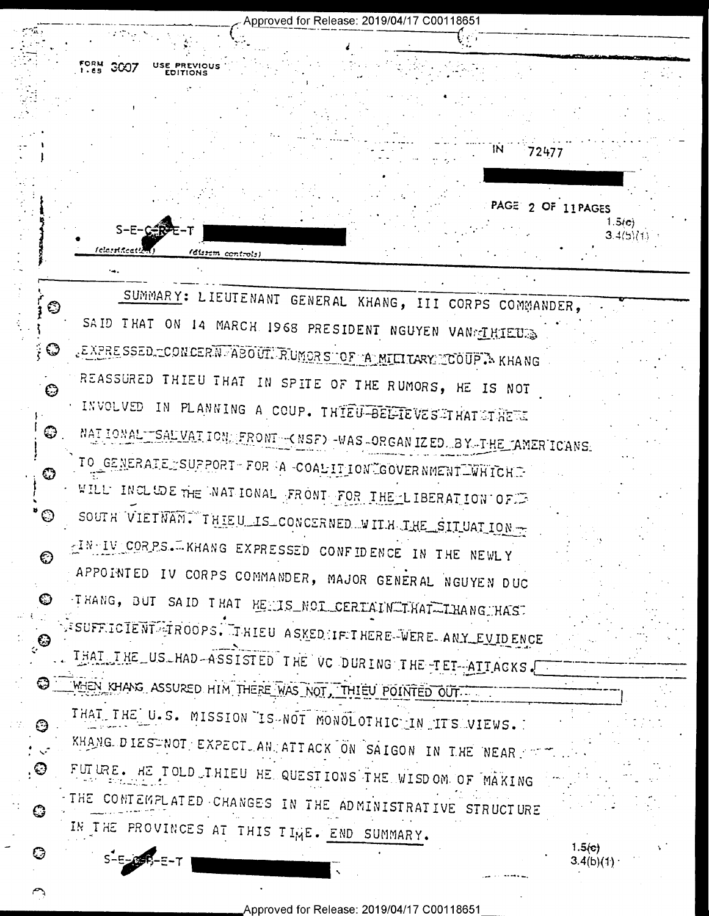FORM 3007 1-65 USE PREVIOUS EDITIONS

IN 72477

S-E-C-R-E-T

(classification) (dissem controls)

1.5(c)
3.4(b)(1)

SUMMARY: LIEUTENANT GENERAL KHANG, III CORPS COMMANDER, SAID THAT ON 14 MARCH 1968 PRESIDENT NGUYEN VAN THIEU EXPRESSED CONCERN ABOUT RUMORS OF A MILITARY COUP. KHANG REASSURED THIEU THAT IN SPITE OF THE RUMORS, HE IS NOT INVOLVED IN PLANNING A COUP. THIEU BELIEVES THAT THE NATIONAL SALVATION FRONT (NSF) WAS ORGANIZED BY THE AMERICANS TO GENERATE SUPPORT FOR A COALITION GOVERNMENT WHICH WILL INCLUDE THE NATIONAL FRONT FOR THE LIBERATION OF SOUTH VIETNAM. THIEU IS CONCERNED WITH THE SITUATION IN IV CORPS. KHANG EXPRESSED CONFIDENCE IN THE NEWLY APPOINTED IV CORPS COMMANDER, MAJOR GENERAL NGUYEN DUC THANG, BUT SAID THAT HE IS NOT CERTAIN THAT THANG HAS SUFFICIENT TROOPS. THIEU ASKED IF THERE WERE ANY EVIDENCE THAT THE US HAD ASSISTED THE VC DURING THE TET ATTACKS. WHEN KHANG ASSURED HIM THERE WAS NOT, THIEU POINTED OUT THAT THE U.S. MISSION IS NOT MONOLOTHIC IN ITS VIEWS. KHANG DIES NOT EXPECT AN ATTACK ON SAIGON IN THE NEAR FUTURE. HE TOLD THIEU HE QUESTIONS THE WISDOM OF MAKING THE CONTEMPLATED CHANGES IN THE ADMINISTRATIVE STRUCTURE IN THE PROVINCES AT THIS TIME. END SUMMARY.

S-E-C-R-E-T

1.5(c)
3.4(b)(1)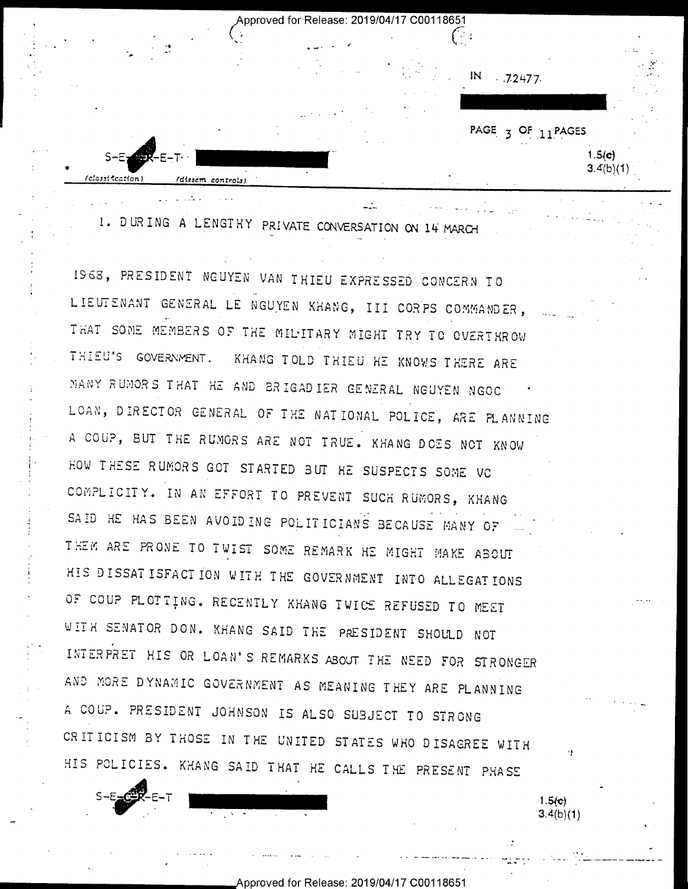IN 72477

S-E-C-R-E-T
(classification) (dissem controls)

1.5(c)
3.4(b)(1)

1. DURING A LENGTHY PRIVATE CONVERSATION ON 14 MARCH 1968, PRESIDENT NGUYEN VAN THIEU EXPRESSED CONCERN TO LIEUTENANT GENERAL LE NGUYEN KHANG, III CORPS COMMANDER, THAT SOME MEMBERS OF THE MILITARY MIGHT TRY TO OVERTHROW THIEU'S GOVERNMENT. KHANG TOLD THIEU HE KNOWS THERE ARE MANY RUMORS THAT HE AND BRIGADIER GENERAL NGUYEN NGOC LOAN, DIRECTOR GENERAL OF THE NATIONAL POLICE, ARE PLANNING A COUP, BUT THE RUMORS ARE NOT TRUE. KHANG DOES NOT KNOW HOW THESE RUMORS GOT STARTED BUT HE SUSPECTS SOME VC COMPLICITY. IN AN EFFORT TO PREVENT SUCH RUMORS, KHANG SAID HE HAS BEEN AVOIDING POLITICIANS BECAUSE MANY OF THEM ARE PRONE TO TWIST SOME REMARK HE MIGHT MAKE ABOUT HIS DISSATISFACTION WITH THE GOVERNMENT INTO ALLEGATIONS OF COUP PLOTTING. RECENTLY KHANG TWICE REFUSED TO MEET WITH SENATOR DON. KHANG SAID THE PRESIDENT SHOULD NOT INTERPRET HIS OR LOAN'S REMARKS ABOUT THE NEED FOR STRONGER AND MORE DYNAMIC GOVERNMENT AS MEANING THEY ARE PLANNING A COUP. PRESIDENT JOHNSON IS ALSO SUBJECT TO STRONG CRITICISM BY THOSE IN THE UNITED STATES WHO DISAGREE WITH HIS POLICIES. KHANG SAID THAT HE CALLS THE PRESENT PHASE

S-E-C-R-E-T

1.5(c)
3.4(b)(1)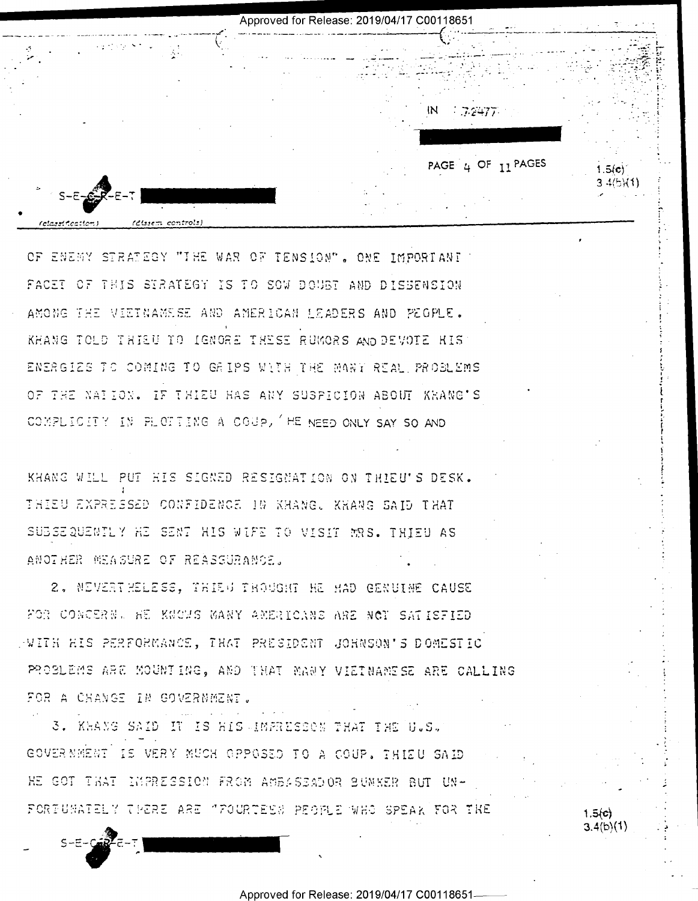OF ENEMY STRATEGY "THE WAR OF TENSION". ONE IMPORTANT FACET OF THIS STRATEGY IS TO SOW DOUBT AND DISSENSION AMONG THE VIETNAMESE AND AMERICAN LEADERS AND PEOPLE. KHANG TOLD THIEU TO IGNORE THESE RUMORS AND DEVOTE HIS ENERGIES TO COMING TO GRIPS WITH THE MANY REAL PROBLEMS OF THE NATION. IF THIEU HAS ANY SUSPICION ABOUT KHANG'S COMPLICITY IN PLOTTING A COUP, HE NEED ONLY SAY SO AND KHANG WILL PUT HIS SIGNED RESIGNATION ON THIEU'S DESK. THIEU EXPRESSED CONFIDENCE IN KHANG. KHANG SAID THAT SUBSEQUENTLY HE SENT HIS WIFE TO VISIT MRS. THIEU AS ANOTHER MEASURE OF REASSURANCE.

2. NEVERTHELESS, THIEU THOUGHT HE HAD GENUINE CAUSE FOR CONCERN. HE KNOWS MANY AMERICANS ARE NOT SATISFIED WITH HIS PERFORMANCE, THAT PRESIDENT JOHNSON'S DOMESTIC PROBLEMS ARE MOUNTING, AND THAT MANY VIETNAMESE ARE CALLING FOR A CHANGE IN GOVERNMENT.

3. KHANG SAID IT IS HIS IMPRESSION THAT THE U.S. GOVERNMENT IS VERY MUCH OPPOSED TO A COUP. THIEU SAID HE GOT THAT IMPRESSION FROM AMBASSADOR BUNKER BUT UNFORTUNATELY THERE ARE "FOURTEEN PEOPLE WHO SPEAK FOR THE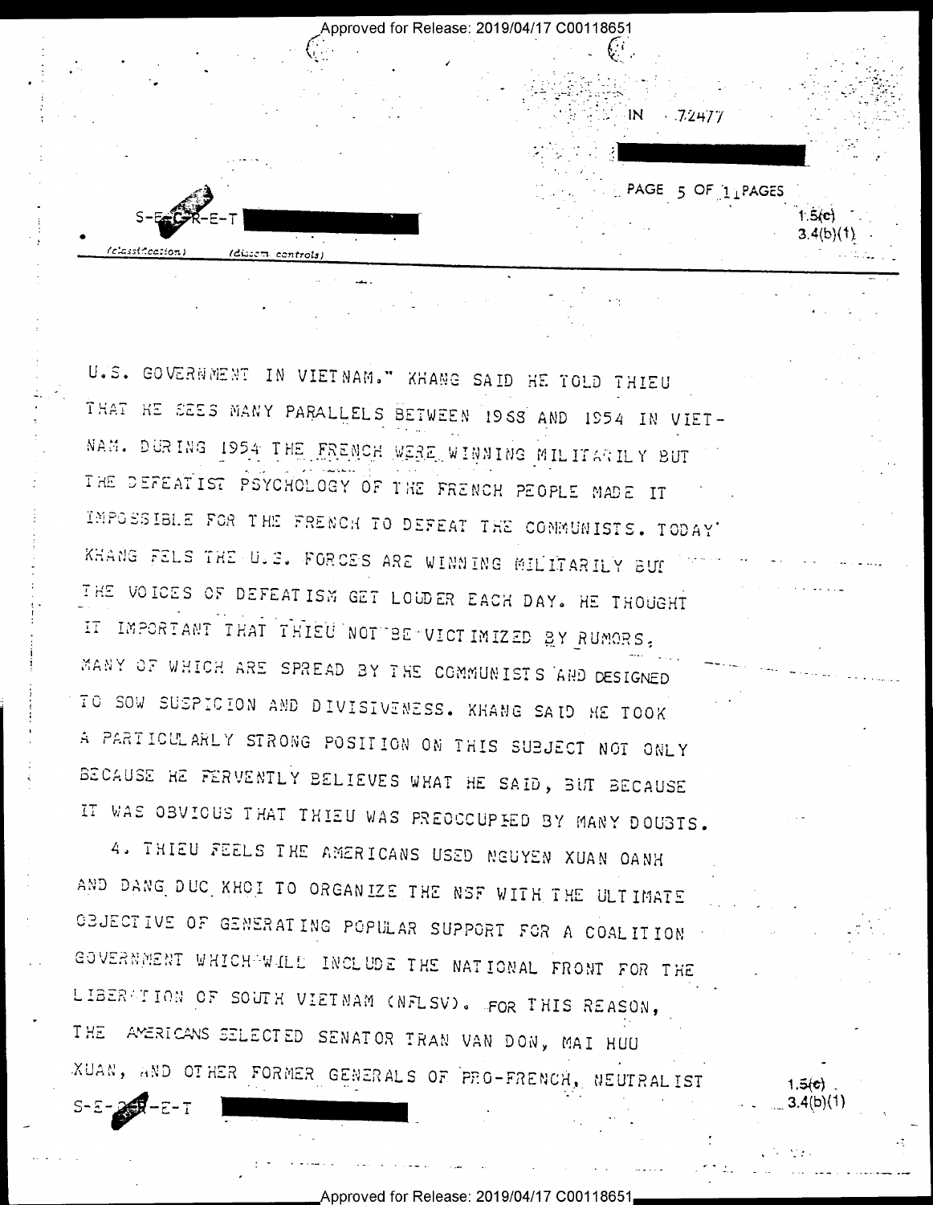U.S. GOVERNMENT IN VIETNAM." KHANG SAID HE TOLD THIEU THAT HE SEES MANY PARALLELS BETWEEN 1968 AND 1954 IN VIET-NAM. DURING 1954 THE FRENCH WERE WINNING MILITARILY BUT THE DEFEATIST PSYCHOLOGY OF THE FRENCH PEOPLE MADE IT IMPOSSIBLE FOR THE FRENCH TO DEFEAT THE COMMUNISTS. TODAY KHANG FELS THE U.S. FORCES ARE WINNING MILITARILY BUT THE VOICES OF DEFEATISM GET LOUDER EACH DAY. HE THOUGHT IT IMPORTANT THAT THIEU NOT BE VICTIMIZED BY RUMORS, MANY OF WHICH ARE SPREAD BY THE COMMUNISTS AND DESIGNED TO SOW SUSPICION AND DIVISIVENESS. KHANG SAID HE TOOK A PARTICULARLY STRONG POSITION ON THIS SUBJECT NOT ONLY BECAUSE HE FERVENTLY BELIEVES WHAT HE SAID, BUT BECAUSE IT WAS OBVIOUS THAT THIEU WAS PREOCCUPIED BY MANY DOUBTS.

4. THIEU FEELS THE AMERICANS USED NGUYEN XUAN OANH AND DANG DUC KHOI TO ORGANIZE THE NSF WITH THE ULTIMATE OBJECTIVE OF GENERATING POPULAR SUPPORT FOR A COALITION GOVERNMENT WHICH WILL INCLUDE THE NATIONAL FRONT FOR THE LIBERATION OF SOUTH VIETNAM (NFLSV). FOR THIS REASON, THE AMERICANS SELECTED SENATOR TRAN VAN DON, MAI HUU XUAN, AND OTHER FORMER GENERALS OF PRO-FRENCH, NEUTRALIST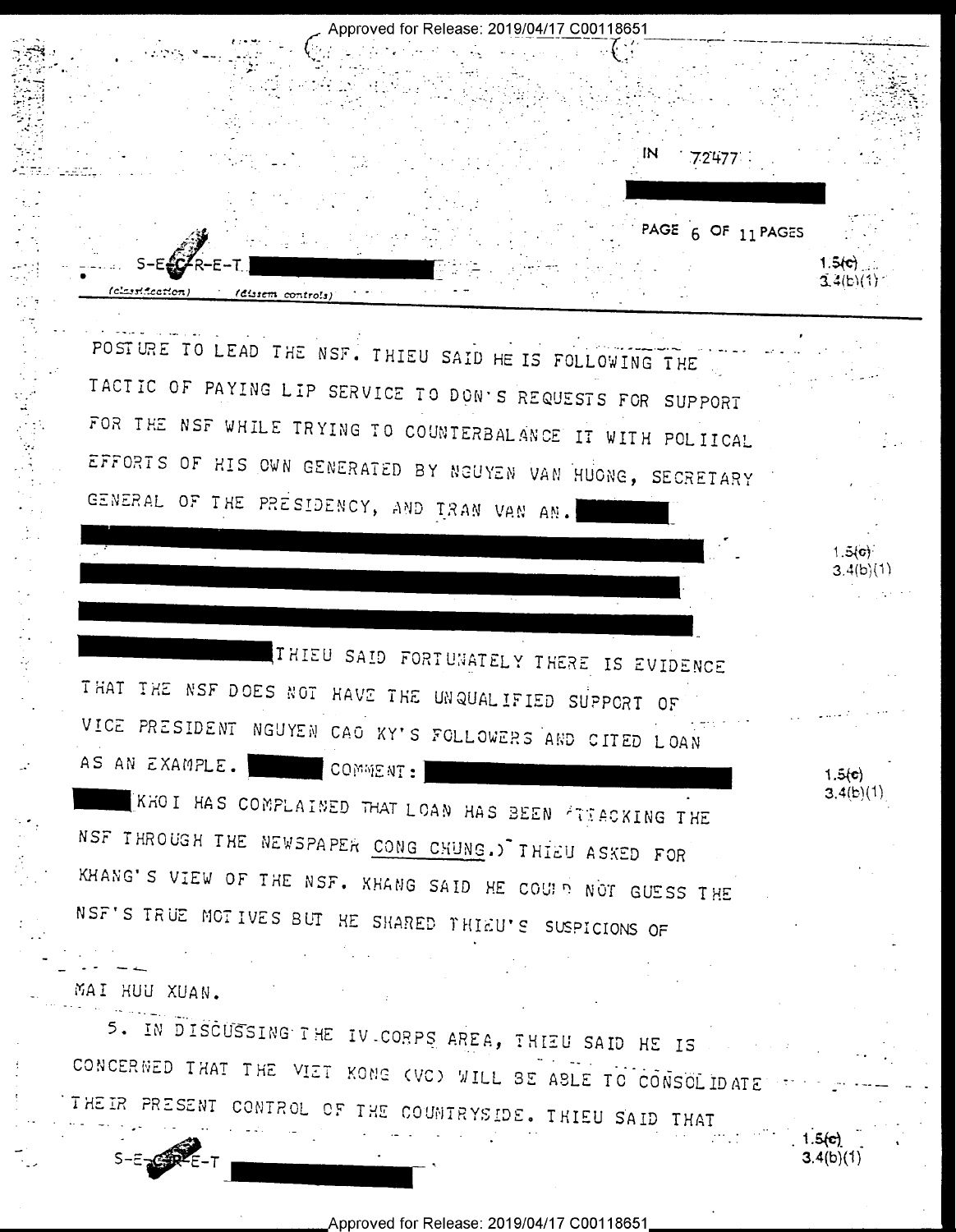POSTURE TO LEAD THE NSF. THIEU SAID HE IS FOLLOWING THE TACTIC OF PAYING LIP SERVICE TO DON'S REQUESTS FOR SUPPORT FOR THE NSF WHILE TRYING TO COUNTERBALANCE IT WITH POLIICAL EFFORTS OF HIS OWN GENERATED BY NGUYEN VAN HUONG, SECRETARY GENERAL OF THE PRESIDENCY, AND TRAN VAN AN. THIEU SAID FORTUNATELY THERE IS EVIDENCE THAT THE NSF DOES NOT HAVE THE UNQUALIFIED SUPPORT OF VICE PRESIDENT NGUYEN CAO KY'S FOLLOWERS AND CITED LOAN AS AN EXAMPLE. COMMENT: KHOI HAS COMPLAINED THAT LOAN HAS BEEN ATTACKING THE NSF THROUGH THE NEWSPAPER CONG CHUNG.) THIEU ASKED FOR KHANG'S VIEW OF THE NSF. KHANG SAID HE COULD NOT GUESS THE NSF'S TRUE MOTIVES BUT HE SHARED THIEU'S SUSPICIONS OF MAI HUU XUAN.

5. IN DISCUSSING THE IV CORPS AREA, THIEU SAID HE IS CONCERNED THAT THE VIET KONG (VC) WILL BE ABLE TO CONSOLIDATE THEIR PRESENT CONTROL OF THE COUNTRYSIDE. THIEU SAID THAT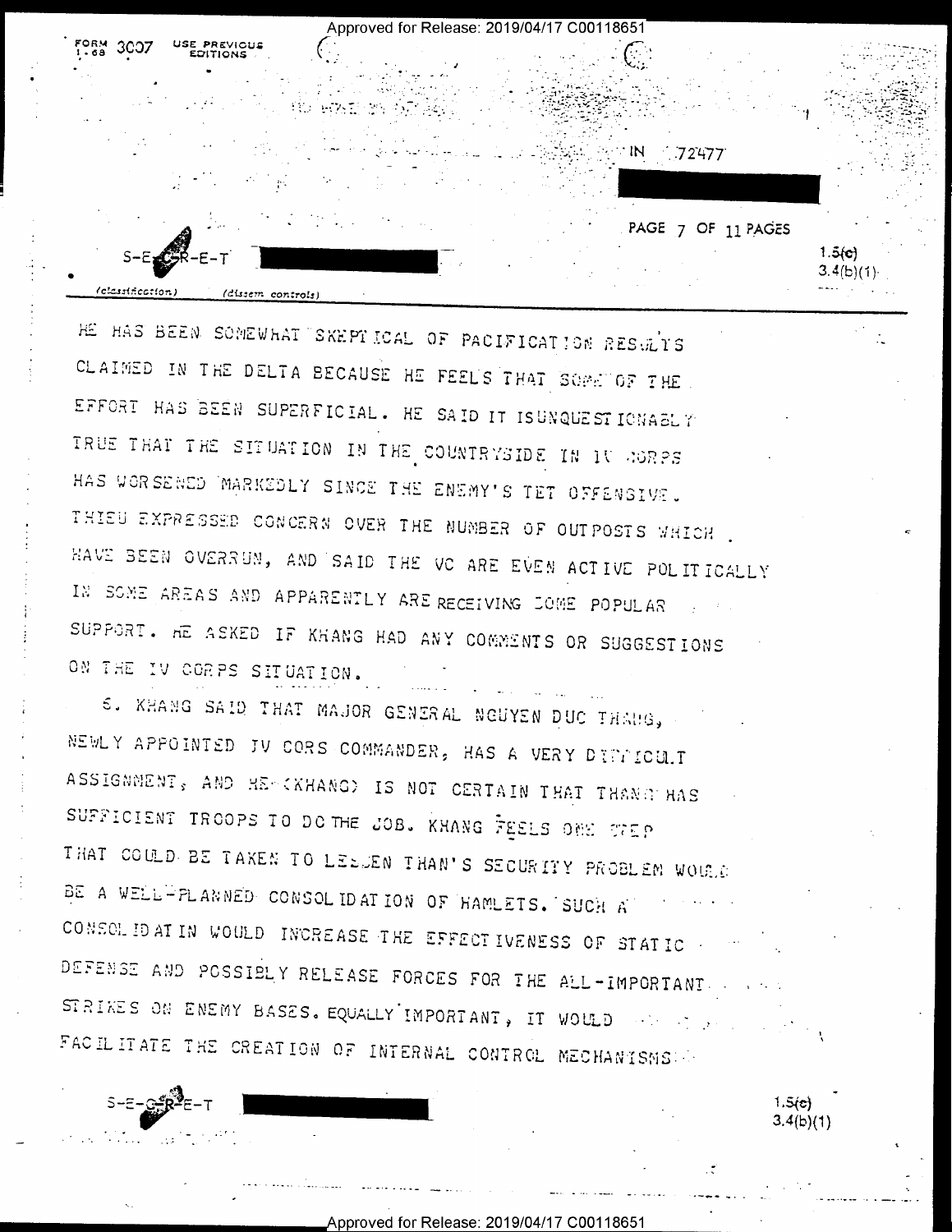HE HAS BEEN SOMEWHAT SKEPTICAL OF PACIFICATION RESULTS CLAIMED IN THE DELTA BECAUSE HE FEELS THAT SOME OF THE EFFORT HAS BEEN SUPERFICIAL. HE SAID IT ISUNQUESTIONABLY TRUE THAT THE SITUATION IN THE COUNTRYSIDE IN IV CORPS HAS WORSENED MARKEDLY SINCE THE ENEMY'S TET OFFENSIVE. THIEU EXPRESSED CONCERN OVER THE NUMBER OF OUTPOSTS WHICH HAVE BEEN OVERRUN, AND SAID THE VC ARE EVEN ACTIVE POLITICALLY IN SOME AREAS AND APPARENTLY ARE RECEIVING SOME POPULAR SUPPORT. HE ASKED IF KHANG HAD ANY COMMENTS OR SUGGESTIONS ON THE IV CORPS SITUATION.

6. KHANG SAID THAT MAJOR GENERAL NGUYEN DUC THANG, NEWLY APPOINTED IV CORS COMMANDER, HAS A VERY DIFFICULT ASSIGNMENT, AND HE (KHANG) IS NOT CERTAIN THAT THANG HAS SUFFICIENT TROOPS TO DO THE JOB. KHANG FEELS ONE STEP THAT COULD BE TAKEN TO LESSEN THAN'S SECURITY PROBLEM WOULD BE A WELL-PLANNED CONSOLIDATION OF HAMLETS. SUCH A CONSOLIDATIN WOULD INCREASE THE EFFECTIVENESS OF STATIC DEFENSE AND POSSIBLY RELEASE FORCES FOR THE ALL-IMPORTANT STRIKES ON ENEMY BASES. EQUALLY IMPORTANT, IT WOULD FACILITATE THE CREATION OF INTERNAL CONTROL MECHANISMS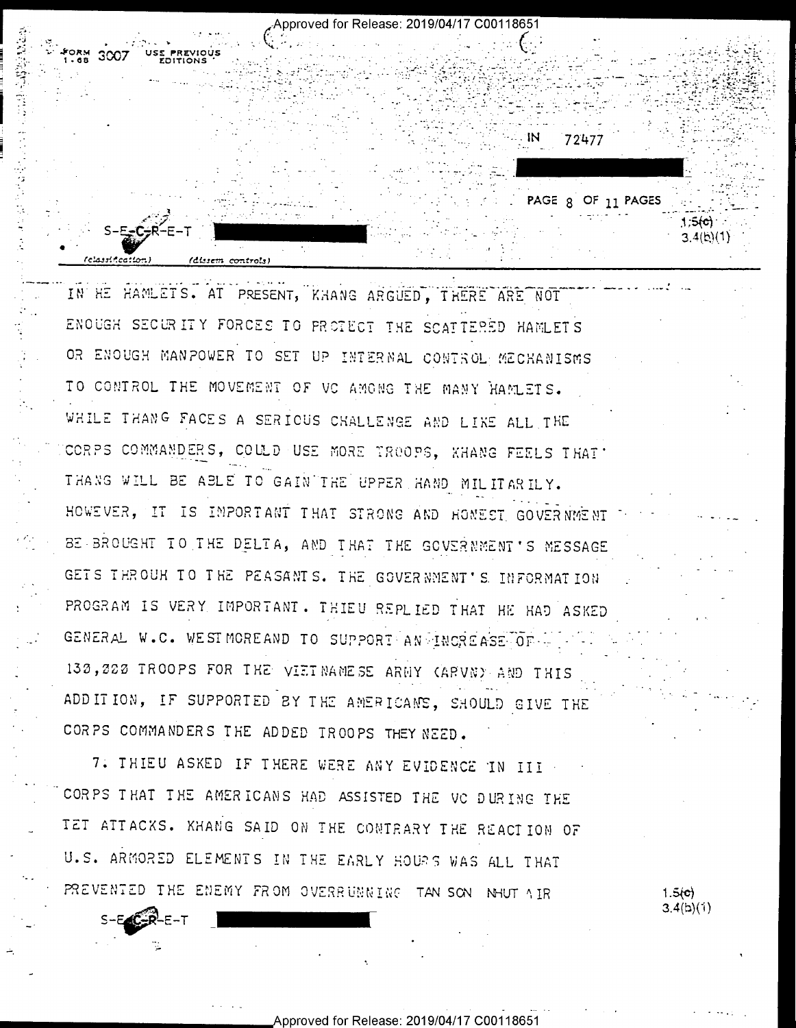FORM 3007 USE PREVIOUS EDITIONS

IN 72477

S-E-C-R-E-T

IN HE HAMLETS. AT PRESENT, KHANG ARGUED, THERE ARE NOT ENOUGH SECURITY FORCES TO PROTECT THE SCATTERED HAMLETS OR ENOUGH MANPOWER TO SET UP INTERNAL CONTROL MECHANISMS TO CONTROL THE MOVEMENT OF VC AMONG THE MANY HAMLETS. WHILE THANG FACES A SERIOUS CHALLENGE AND LIKE ALL THE CORPS COMMANDERS, COULD USE MORE TROOPS, KHANG FEELS THAT THANG WILL BE ABLE TO GAIN THE UPPER HAND MILITARILY. HOWEVER, IT IS IMPORTANT THAT STRONG AND HONEST GOVERNMENT BE BROUGHT TO THE DELTA, AND THAT THE GOVERNMENT'S MESSAGE GETS THROUH TO THE PEASANTS. THE GOVERNMENT'S INFORMATION PROGRAM IS VERY IMPORTANT. THIEU REPLIED THAT HE HAD ASKED GENERAL W.C. WESTMOREAND TO SUPPORT AN INCREASE OF 130,000 TROOPS FOR THE VIETNAMESE ARMY (ARVN) AND THIS ADDITION, IF SUPPORTED BY THE AMERICANS, SHOULD GIVE THE CORPS COMMANDERS THE ADDED TROOPS THEY NEED.

7. THIEU ASKED IF THERE WERE ANY EVIDENCE IN III CORPS THAT THE AMERICANS HAD ASSISTED THE VC DURING THE TET ATTACKS. KHANG SAID ON THE CONTRARY THE REACTION OF U.S. ARMORED ELEMENTS IN THE EARLY HOURS WAS ALL THAT PREVENTED THE ENEMY FROM OVERRUNNING TAN SON NHUT AIR

S-E-C-R-E-T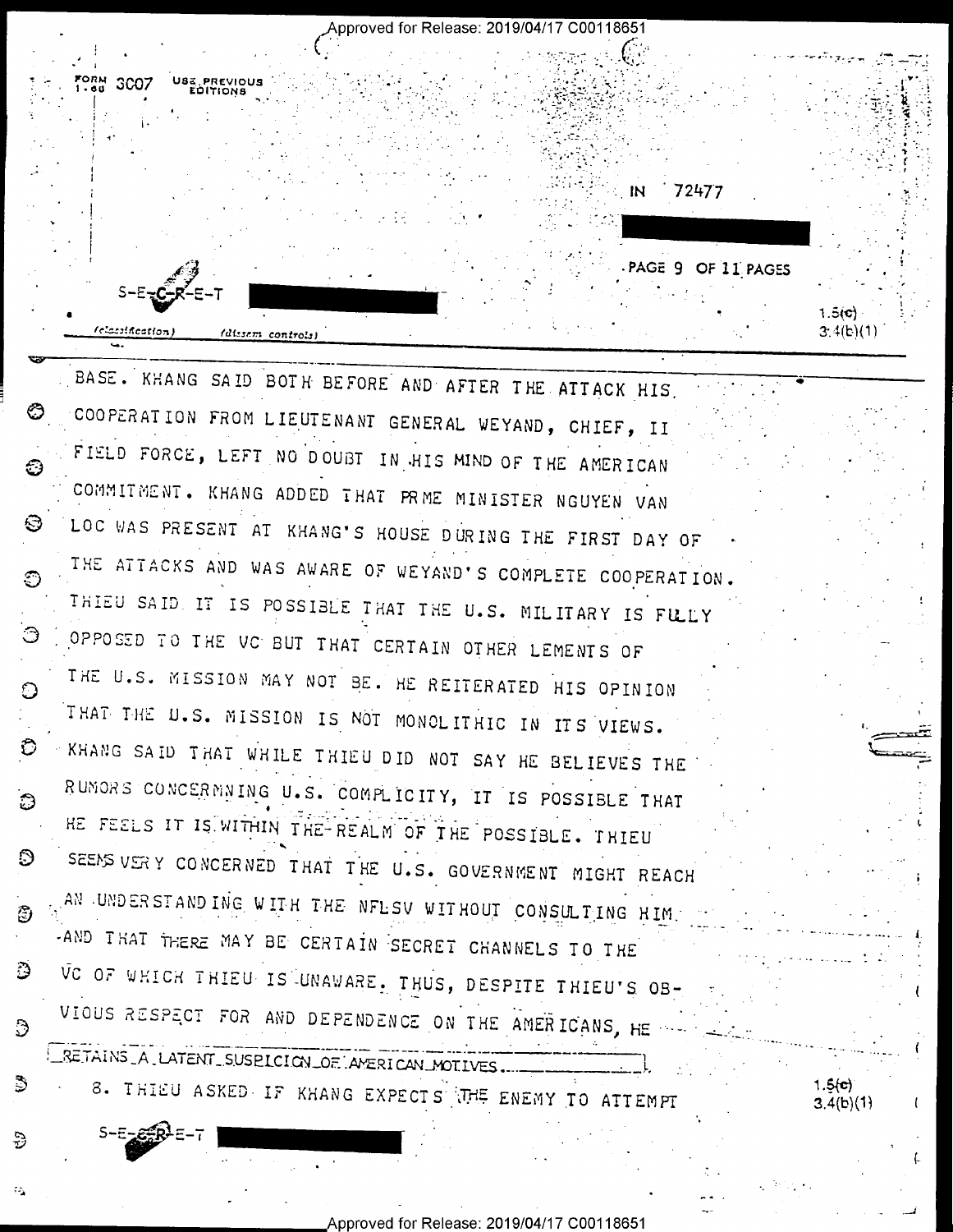BASE. KHANG SAID BOTH BEFORE AND AFTER THE ATTACK HIS COOPERATION FROM LIEUTENANT GENERAL WEYAND, CHIEF, II FIELD FORCE, LEFT NO DOUBT IN HIS MIND OF THE AMERICAN COMMITMENT. KHANG ADDED THAT PRME MINISTER NGUYEN VAN LOC WAS PRESENT AT KHANG'S HOUSE DURING THE FIRST DAY OF THE ATTACKS AND WAS AWARE OF WEYAND'S COMPLETE COOPERATION. THIEU SAID IT IS POSSIBLE THAT THE U.S. MILITARY IS FULLY OPPOSED TO THE VC BUT THAT CERTAIN OTHER LEMENTS OF THE U.S. MISSION MAY NOT BE. HE REITERATED HIS OPINION THAT THE U.S. MISSION IS NOT MONOLITHIC IN ITS VIEWS. KHANG SAID THAT WHILE THIEU DID NOT SAY HE BELIEVES THE RUMORS CONCERNING U.S. COMPLICITY, IT IS POSSIBLE THAT HE FEELS IT IS WITHIN THE REALM OF THE POSSIBLE. THIEU SEEMS VERY CONCERNED THAT THE U.S. GOVERNMENT MIGHT REACH AN UNDERSTANDING WITH THE NFLSV WITHOUT CONSULTING HIM AND THAT THERE MAY BE CERTAIN SECRET CHANNELS TO THE VC OF WHICH THIEU IS UNAWARE. THUS, DESPITE THIEU'S OBVIOUS RESPECT FOR AND DEPENDENCE ON THE AMERICANS, HE RETAINS A LATENT SUSPICION OF AMERICAN MOTIVES.

8. THIEU ASKED IF KHANG EXPECTS THE ENEMY TO ATTEMPT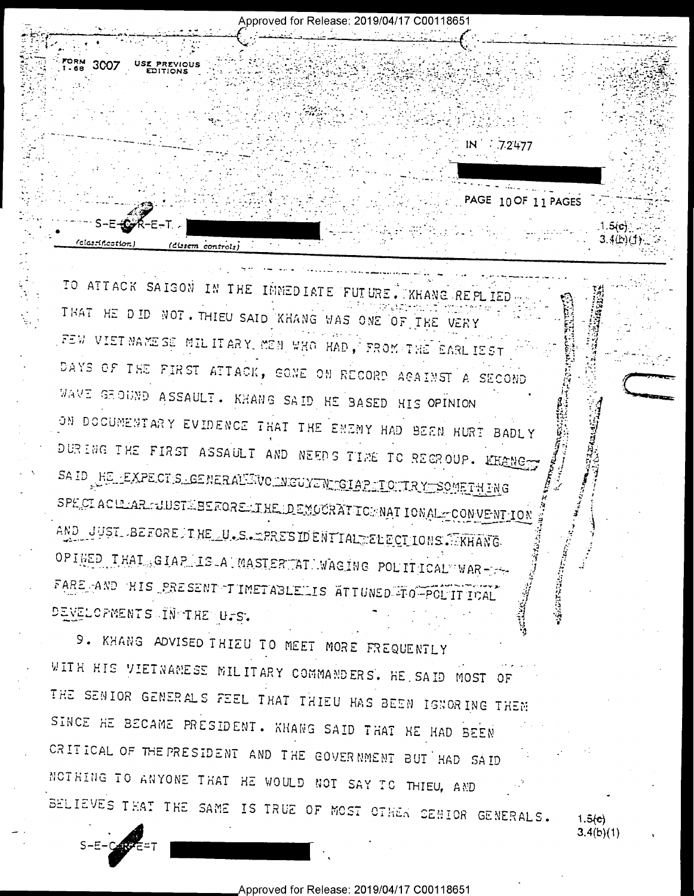TO ATTACK SAIGON IN THE IMMEDIATE FUTURE. KHANG REPLIED THAT HE DID NOT. THIEU SAID KHANG WAS ONE OF THE VERY FEW VIETNAMESE MILITARY MEN WHO HAD, FROM THE EARLIEST DAYS OF THE FIRST ATTACK, GONE ON RECORD AGAINST A SECOND WAVE GROUND ASSAULT. KHANG SAID HE BASED HIS OPINION ON DOCUMENTARY EVIDENCE THAT THE ENEMY HAD BEEN HURT BADLY DURING THE FIRST ASSAULT AND NEEDS TIME TO REGROUP. KHANG SAID HE EXPECTS GENERAL VO NGUYEN GIAP TO TRY SOMETHING SPECTACULAR JUST BEFORE THE DEMOCRATIC NATIONAL CONVENTION AND JUST BEFORE THE U.S. PRESIDENTIAL ELECTIONS. KHANG OPINED THAT GIAP IS A MASTER AT WAGING POLITICAL WARFARE AND HIS PRESENT TIMETABLE IS ATTUNED TO POLITICAL DEVELOPMENTS IN THE U.S.

9. KHANG ADVISED THIEU TO MEET MORE FREQUENTLY WITH HIS VIETNAMESE MILITARY COMMANDERS. HE SAID MOST OF THE SENIOR GENERALS FEEL THAT THIEU HAS BEEN IGNORING THEM SINCE HE BECAME PRESIDENT. KHANG SAID THAT HE HAD BEEN CRITICAL OF THE PRESIDENT AND THE GOVERNMENT BUT HAD SAID NOTHING TO ANYONE THAT HE WOULD NOT SAY TO THIEU, AND BELIEVES THAT THE SAME IS TRUE OF MOST OTHER SENIOR GENERALS.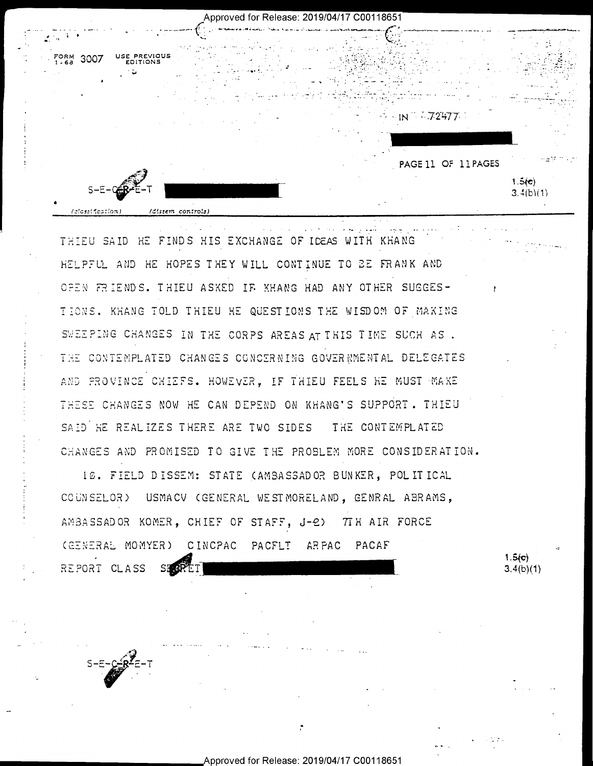FORM 3007 1-68 USE PREVIOUS EDITIONS

IN 72477

S-E-C-R-E-T

(classification) (dissem controls)

THIEU SAID HE FINDS HIS EXCHANGE OF IDEAS WITH KHANG HELPFUL AND HE HOPES THEY WILL CONTINUE TO BE FRANK AND OPEN FRIENDS. THIEU ASKED IF KHANG HAD ANY OTHER SUGGESTIONS. KHANG TOLD THIEU HE QUESTIONS THE WISDOM OF MAKING SWEEPING CHANGES IN THE CORPS AREAS AT THIS TIME SUCH AS . THE CONTEMPLATED CHANGES CONCERNING GOVERNMENTAL DELEGATES AND PROVINCE CHIEFS. HOWEVER, IF THIEU FEELS HE MUST MAKE THESE CHANGES NOW HE CAN DEPEND ON KHANG'S SUPPORT. THIEU SAID HE REALIZES THERE ARE TWO SIDES THE CONTEMPLATED CHANGES AND PROMISED TO GIVE THE PROBLEM MORE CONSIDERATION.

18. FIELD DISSEM: STATE (AMBASSADOR BUNKER, POLITICAL COUNSELOR) USMACV (GENERAL WESTMORELAND, GENRAL ABRAMS, AMBASSADOR KOMER, CHIEF OF STAFF, J-2) 7TH AIR FORCE (GENERAL MOMYER) CINCPAC PACFLT ARPAC PACAF

REPORT CLASS SECRET

S-E-C-R-E-T